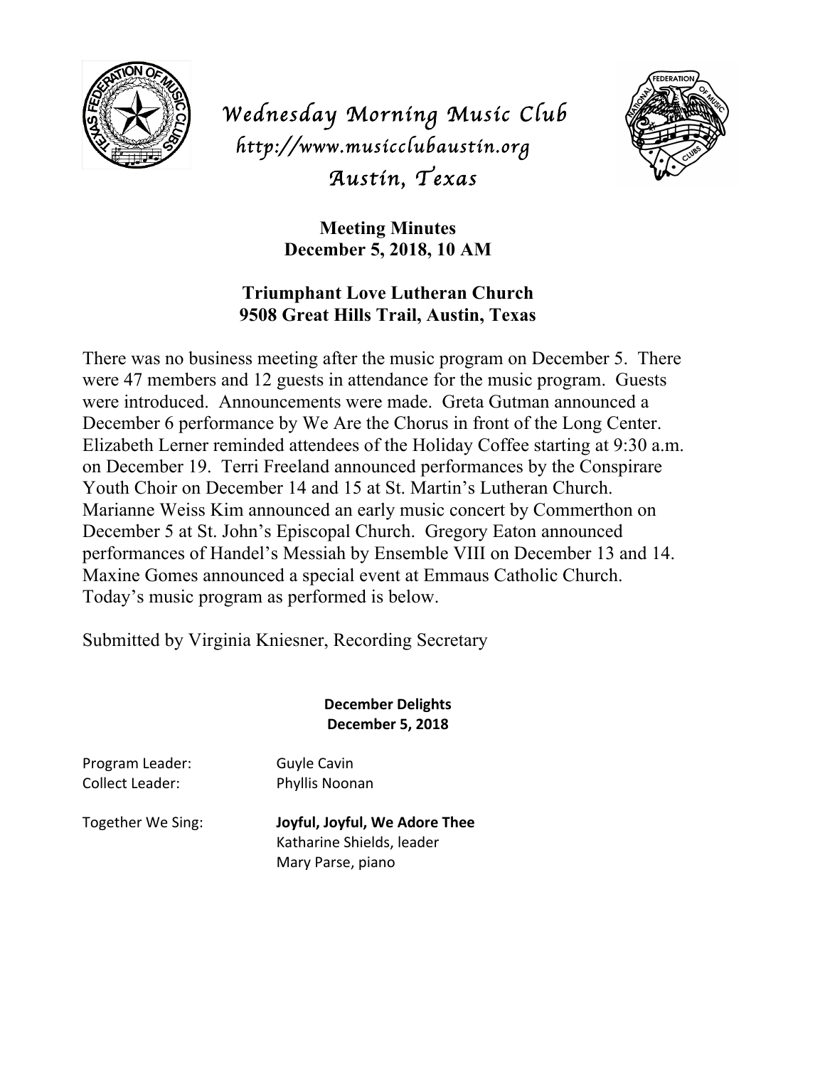# Wednesday Morning Music Club

*http://www.musicclubaustin.org*

*Austin, Texas*

## Meeting Minutes
**December 5, 2018, 10 AM**

**Triumphant Love Lutheran Church**
**9508 Great Hills Trail, Austin, Texas**

There was no business meeting after the music program on December 5. There were 47 members and 12 guests in attendance for the music program. Guests were introduced. Announcements were made. Greta Gutman announced a December 6 performance by We Are the Chorus in front of the Long Center. Elizabeth Lerner reminded attendees of the Holiday Coffee starting at 9:30 a.m. on December 19. Terri Freeland announced performances by the Conspirare Youth Choir on December 14 and 15 at St. Martin's Lutheran Church. Marianne Weiss Kim announced an early music concert by Commerthon on December 5 at St. John's Episcopal Church. Gregory Eaton announced performances of Handel's Messiah by Ensemble VIII on December 13 and 14. Maxine Gomes announced a special event at Emmaus Catholic Church. Today's music program as performed is below.

Submitted by Virginia Kniesner, Recording Secretary

**December Delights**
**December 5, 2018**

Program Leader: Guyle Cavin
Collect Leader: Phyllis Noonan

Together We Sing: **Joyful, Joyful, We Adore Thee**
Katharine Shields, leader
Mary Parse, piano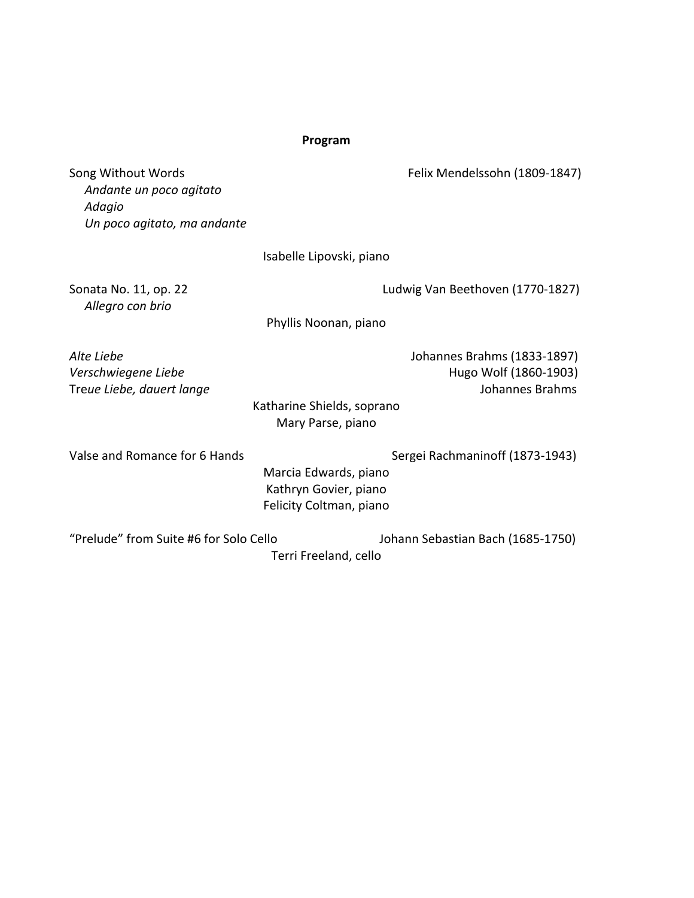**Program**

Song Without Words — Felix Mendelssohn (1809-1847)

*Andante un poco agitato*
*Adagio*
*Un poco agitato, ma andante*

Isabelle Lipovski, piano

Sonata No. 11, op. 22 — Ludwig Van Beethoven (1770-1827)

*Allegro con brio*

Phyllis Noonan, piano

*Alte Liebe* — Johannes Brahms (1833-1897)
*Verschwiegene Liebe* — Hugo Wolf (1860-1903)
Tre*ue Liebe, dauert lange* — Johannes Brahms

Katharine Shields, soprano
Mary Parse, piano

Valse and Romance for 6 Hands — Sergei Rachmaninoff (1873-1943)

Marcia Edwards, piano
Kathryn Govier, piano
Felicity Coltman, piano

"Prelude" from Suite #6 for Solo Cello — Johann Sebastian Bach (1685-1750)

Terri Freeland, cello